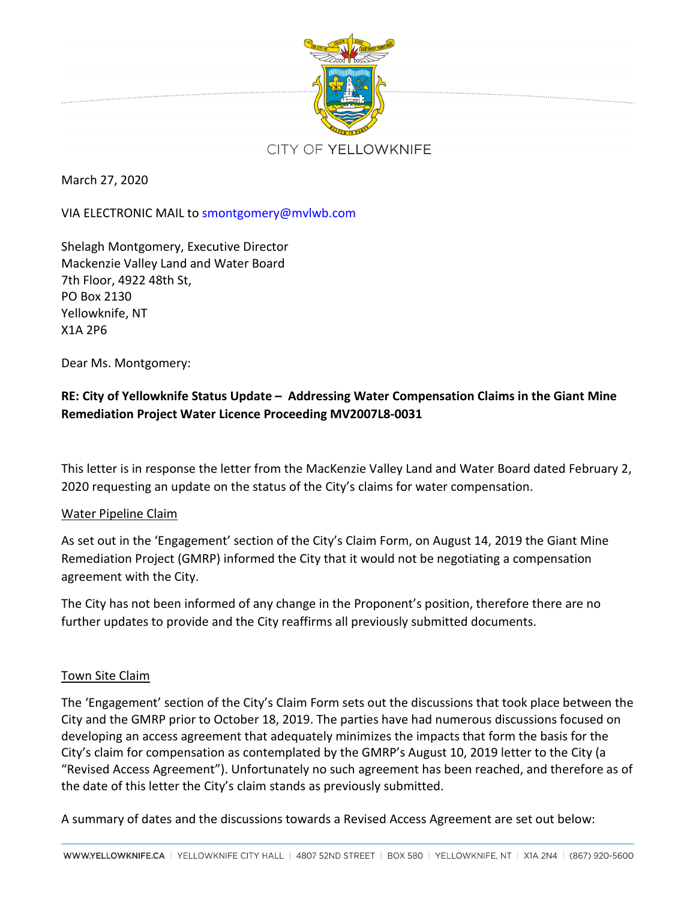CITY OF YELLOWKNIFE

March 27, 2020

VIA ELECTRONIC MAIL to smontgomery@mvlwb.com

Shelagh Montgomery, Executive Director
Mackenzie Valley Land and Water Board
7th Floor, 4922 48th St,
PO Box 2130
Yellowknife, NT
X1A 2P6

Dear Ms. Montgomery:

**RE: City of Yellowknife Status Update – Addressing Water Compensation Claims in the Giant Mine Remediation Project Water Licence Proceeding MV2007L8-0031**

This letter is in response the letter from the MacKenzie Valley Land and Water Board dated February 2, 2020 requesting an update on the status of the City's claims for water compensation.

Water Pipeline Claim

As set out in the 'Engagement' section of the City's Claim Form, on August 14, 2019 the Giant Mine Remediation Project (GMRP) informed the City that it would not be negotiating a compensation agreement with the City.

The City has not been informed of any change in the Proponent's position, therefore there are no further updates to provide and the City reaffirms all previously submitted documents.

Town Site Claim

The 'Engagement' section of the City's Claim Form sets out the discussions that took place between the City and the GMRP prior to October 18, 2019. The parties have had numerous discussions focused on developing an access agreement that adequately minimizes the impacts that form the basis for the City's claim for compensation as contemplated by the GMRP's August 10, 2019 letter to the City (a "Revised Access Agreement"). Unfortunately no such agreement has been reached, and therefore as of the date of this letter the City's claim stands as previously submitted.

A summary of dates and the discussions towards a Revised Access Agreement are set out below: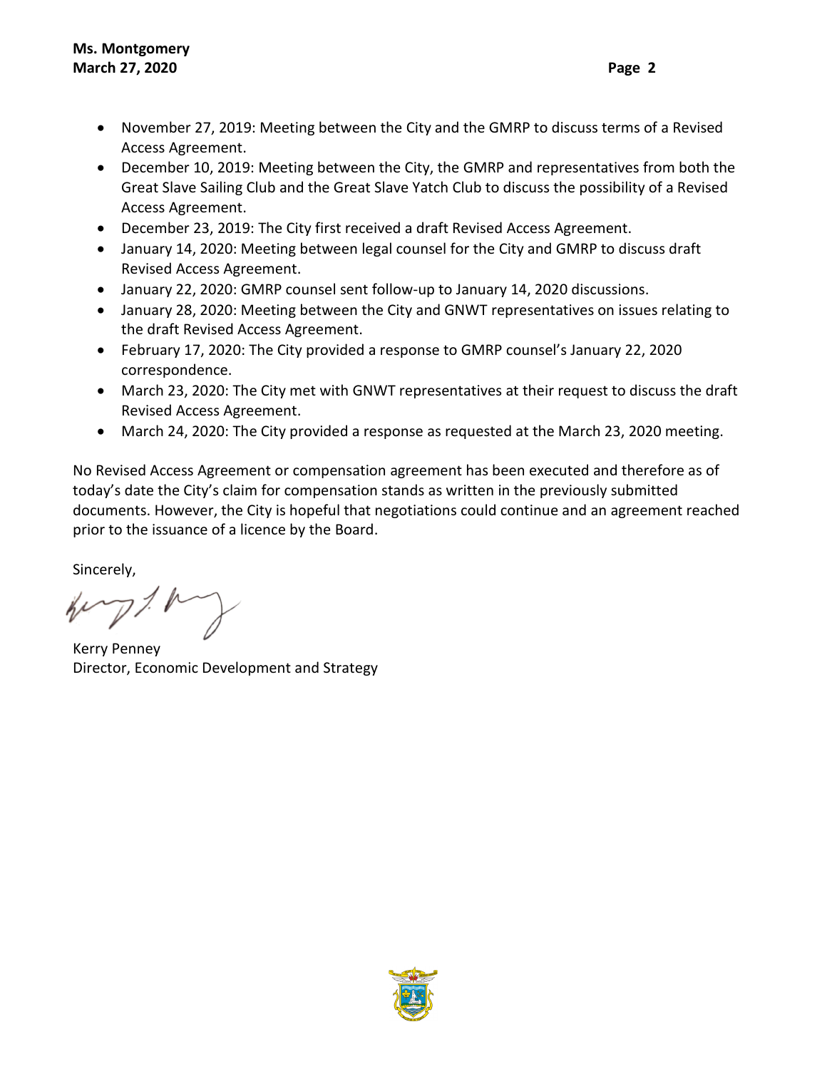- November 27, 2019: Meeting between the City and the GMRP to discuss terms of a Revised Access Agreement.
- December 10, 2019: Meeting between the City, the GMRP and representatives from both the Great Slave Sailing Club and the Great Slave Yatch Club to discuss the possibility of a Revised Access Agreement.
- December 23, 2019: The City first received a draft Revised Access Agreement.
- January 14, 2020: Meeting between legal counsel for the City and GMRP to discuss draft Revised Access Agreement.
- January 22, 2020: GMRP counsel sent follow-up to January 14, 2020 discussions.
- January 28, 2020: Meeting between the City and GNWT representatives on issues relating to the draft Revised Access Agreement.
- February 17, 2020: The City provided a response to GMRP counsel's January 22, 2020 correspondence.
- March 23, 2020: The City met with GNWT representatives at their request to discuss the draft Revised Access Agreement.
- March 24, 2020: The City provided a response as requested at the March 23, 2020 meeting.

No Revised Access Agreement or compensation agreement has been executed and therefore as of today's date the City's claim for compensation stands as written in the previously submitted documents. However, the City is hopeful that negotiations could continue and an agreement reached prior to the issuance of a licence by the Board.

Sincerely,

Kerry Penney
Director, Economic Development and Strategy